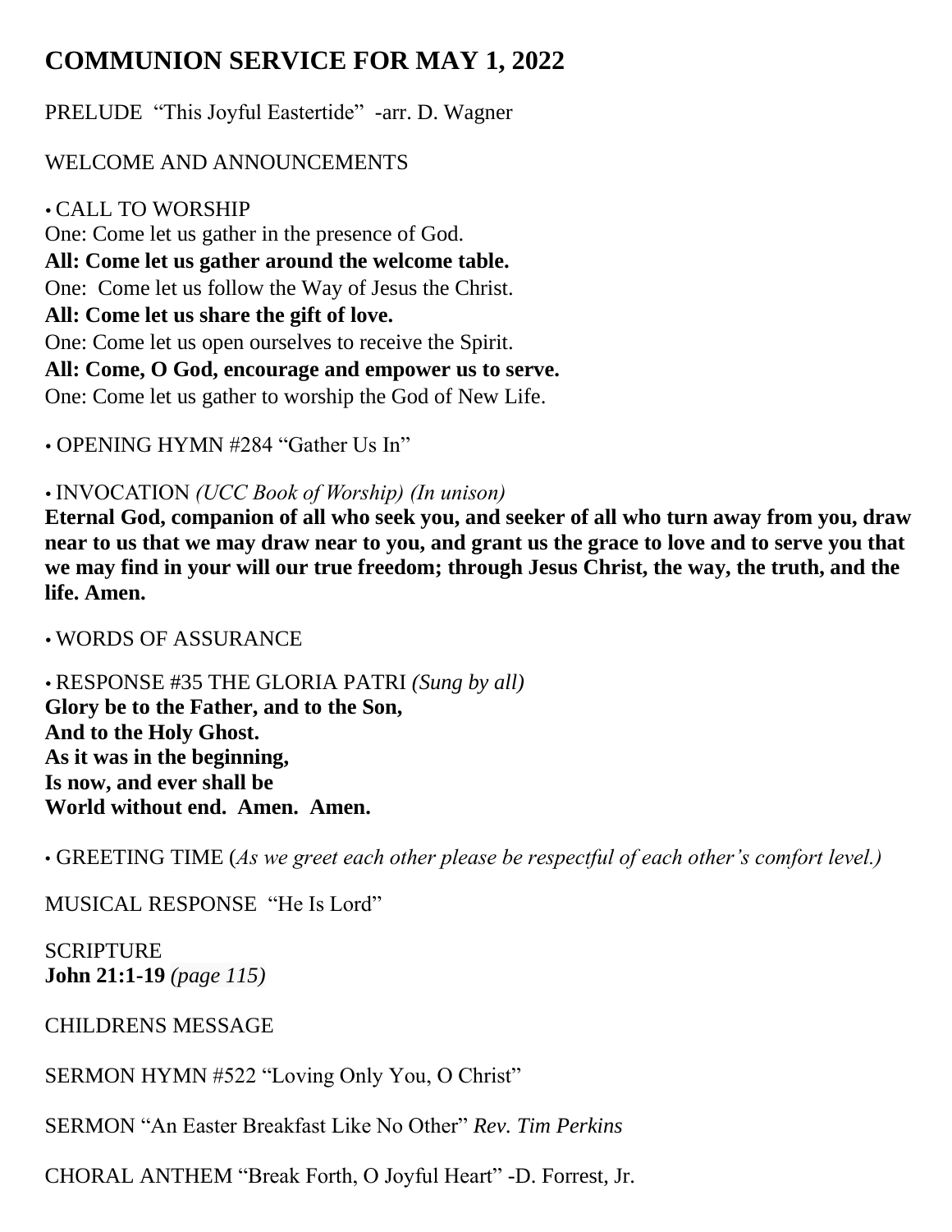# COMMUNION SERVICE FOR MAY 1, 2022

PRELUDE "This Joyful Eastertide" -arr. D. Wagner

WELCOME AND ANNOUNCEMENTS

• CALL TO WORSHIP
One: Come let us gather in the presence of God.
**All: Come let us gather around the welcome table.**
One: Come let us follow the Way of Jesus the Christ.
**All: Come let us share the gift of love.**
One: Come let us open ourselves to receive the Spirit.
**All: Come, O God, encourage and empower us to serve.**
One: Come let us gather to worship the God of New Life.

• OPENING HYMN #284 "Gather Us In"

• INVOCATION *(UCC Book of Worship) (In unison)*
**Eternal God, companion of all who seek you, and seeker of all who turn away from you, draw near to us that we may draw near to you, and grant us the grace to love and to serve you that we may find in your will our true freedom; through Jesus Christ, the way, the truth, and the life. Amen.**

• WORDS OF ASSURANCE

• RESPONSE #35 THE GLORIA PATRI *(Sung by all)*
**Glory be to the Father, and to the Son,**
**And to the Holy Ghost.**
**As it was in the beginning,**
**Is now, and ever shall be**
**World without end. Amen. Amen.**

• GREETING TIME (*As we greet each other please be respectful of each other's comfort level.)*

MUSICAL RESPONSE "He Is Lord"

SCRIPTURE
**John 21:1-19** *(page 115)*

CHILDRENS MESSAGE

SERMON HYMN #522 "Loving Only You, O Christ"

SERMON "An Easter Breakfast Like No Other" *Rev. Tim Perkins*

CHORAL ANTHEM "Break Forth, O Joyful Heart" -D. Forrest, Jr.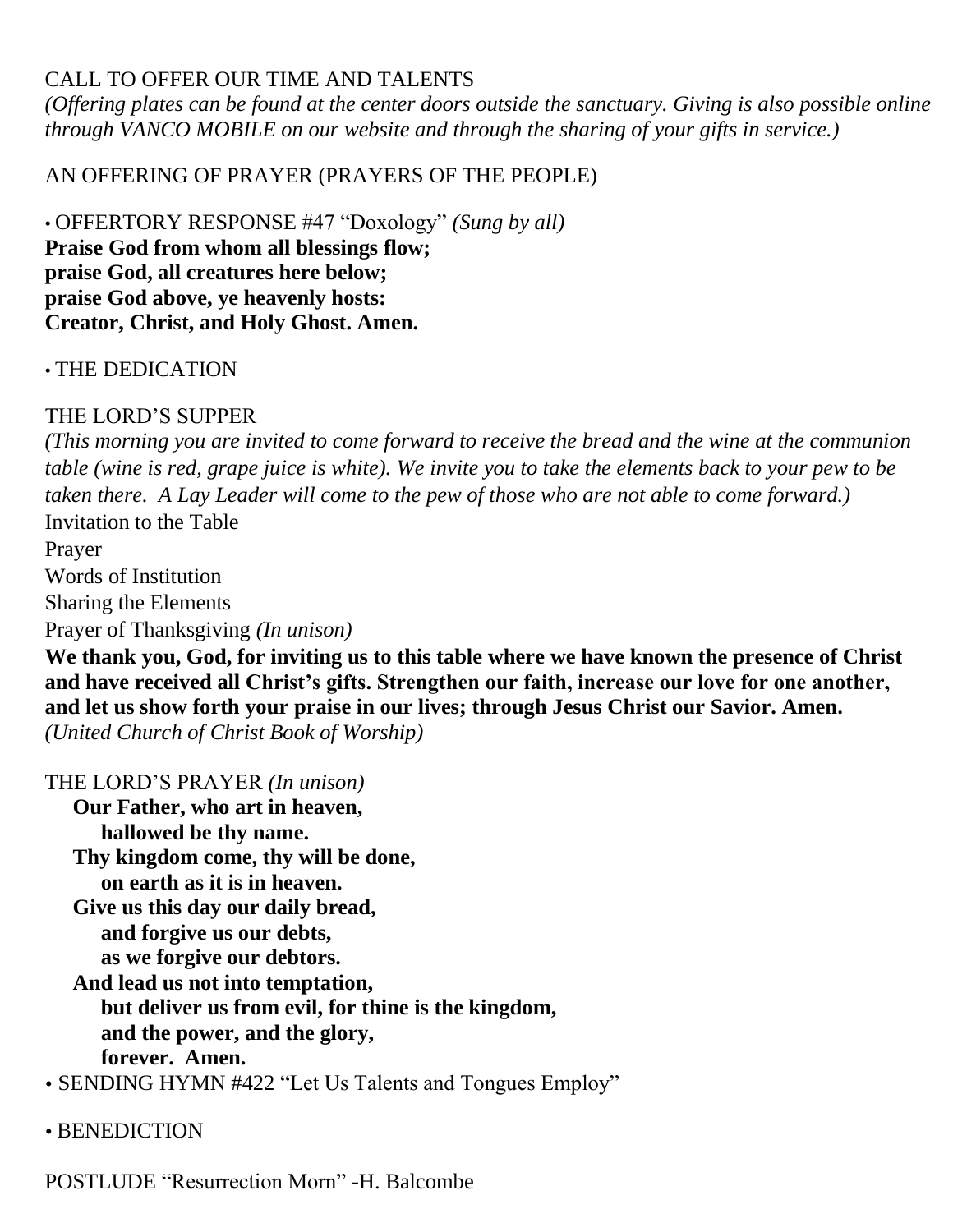CALL TO OFFER OUR TIME AND TALENTS

*(Offering plates can be found at the center doors outside the sanctuary. Giving is also possible online through VANCO MOBILE on our website and through the sharing of your gifts in service.)*

AN OFFERING OF PRAYER (PRAYERS OF THE PEOPLE)

• OFFERTORY RESPONSE #47 “Doxology” *(Sung by all)*

**Praise God from whom all blessings flow;**
**praise God, all creatures here below;**
**praise God above, ye heavenly hosts:**
**Creator, Christ, and Holy Ghost. Amen.**

• THE DEDICATION

THE LORD’S SUPPER

*(This morning you are invited to come forward to receive the bread and the wine at the communion table (wine is red, grape juice is white). We invite you to take the elements back to your pew to be taken there. A Lay Leader will come to the pew of those who are not able to come forward.)*

Invitation to the Table
Prayer
Words of Institution
Sharing the Elements
Prayer of Thanksgiving *(In unison)*

**We thank you, God, for inviting us to this table where we have known the presence of Christ and have received all Christ’s gifts. Strengthen our faith, increase our love for one another, and let us show forth your praise in our lives; through Jesus Christ our Savior. Amen.**
*(United Church of Christ Book of Worship)*

THE LORD’S PRAYER *(In unison)*

**Our Father, who art in heaven,**
**hallowed be thy name.**
**Thy kingdom come, thy will be done,**
**on earth as it is in heaven.**
**Give us this day our daily bread,**
**and forgive us our debts,**
**as we forgive our debtors.**
**And lead us not into temptation,**
**but deliver us from evil, for thine is the kingdom,**
**and the power, and the glory,**
**forever. Amen.**

• SENDING HYMN #422 “Let Us Talents and Tongues Employ”

• BENEDICTION

POSTLUDE “Resurrection Morn” -H. Balcombe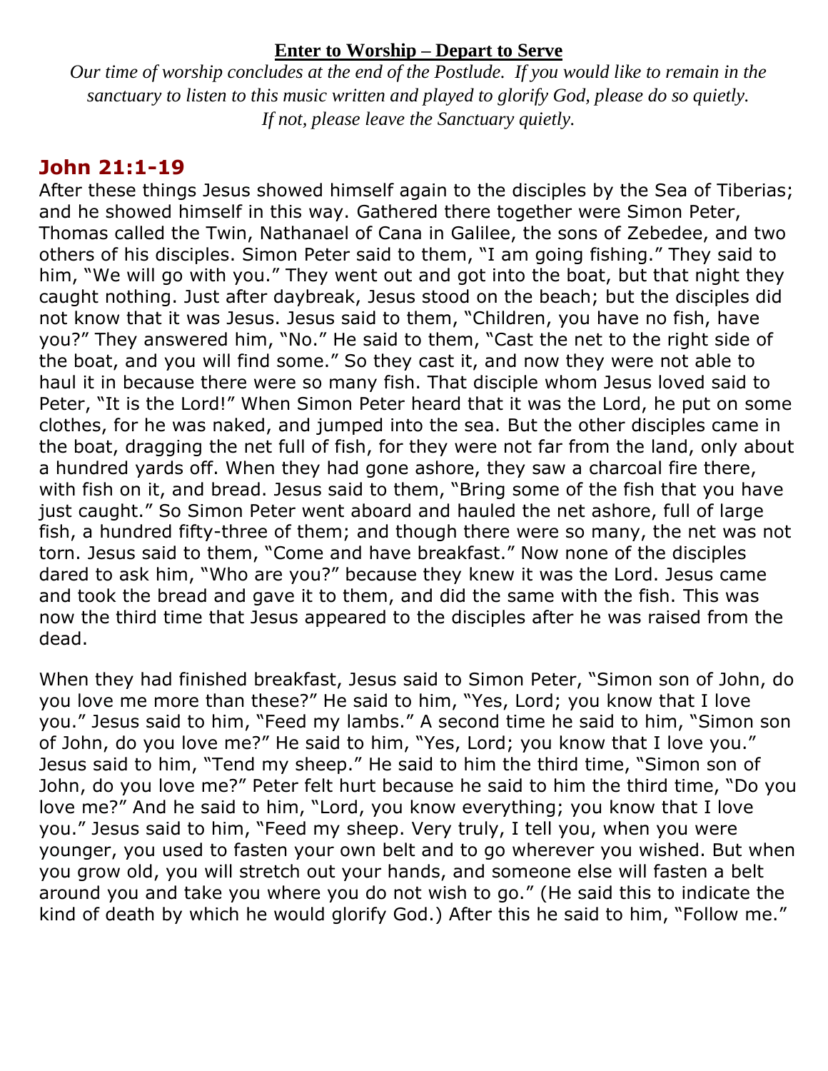**Enter to Worship – Depart to Serve**

*Our time of worship concludes at the end of the Postlude. If you would like to remain in the sanctuary to listen to this music written and played to glorify God, please do so quietly. If not, please leave the Sanctuary quietly.*

## John 21:1-19

After these things Jesus showed himself again to the disciples by the Sea of Tiberias; and he showed himself in this way. Gathered there together were Simon Peter, Thomas called the Twin, Nathanael of Cana in Galilee, the sons of Zebedee, and two others of his disciples. Simon Peter said to them, "I am going fishing." They said to him, "We will go with you." They went out and got into the boat, but that night they caught nothing. Just after daybreak, Jesus stood on the beach; but the disciples did not know that it was Jesus. Jesus said to them, "Children, you have no fish, have you?" They answered him, "No." He said to them, "Cast the net to the right side of the boat, and you will find some." So they cast it, and now they were not able to haul it in because there were so many fish. That disciple whom Jesus loved said to Peter, "It is the Lord!" When Simon Peter heard that it was the Lord, he put on some clothes, for he was naked, and jumped into the sea. But the other disciples came in the boat, dragging the net full of fish, for they were not far from the land, only about a hundred yards off. When they had gone ashore, they saw a charcoal fire there, with fish on it, and bread. Jesus said to them, "Bring some of the fish that you have just caught." So Simon Peter went aboard and hauled the net ashore, full of large fish, a hundred fifty-three of them; and though there were so many, the net was not torn. Jesus said to them, "Come and have breakfast." Now none of the disciples dared to ask him, "Who are you?" because they knew it was the Lord. Jesus came and took the bread and gave it to them, and did the same with the fish. This was now the third time that Jesus appeared to the disciples after he was raised from the dead.

When they had finished breakfast, Jesus said to Simon Peter, "Simon son of John, do you love me more than these?" He said to him, "Yes, Lord; you know that I love you." Jesus said to him, "Feed my lambs." A second time he said to him, "Simon son of John, do you love me?" He said to him, "Yes, Lord; you know that I love you." Jesus said to him, "Tend my sheep." He said to him the third time, "Simon son of John, do you love me?" Peter felt hurt because he said to him the third time, "Do you love me?" And he said to him, "Lord, you know everything; you know that I love you." Jesus said to him, "Feed my sheep. Very truly, I tell you, when you were younger, you used to fasten your own belt and to go wherever you wished. But when you grow old, you will stretch out your hands, and someone else will fasten a belt around you and take you where you do not wish to go." (He said this to indicate the kind of death by which he would glorify God.) After this he said to him, "Follow me."